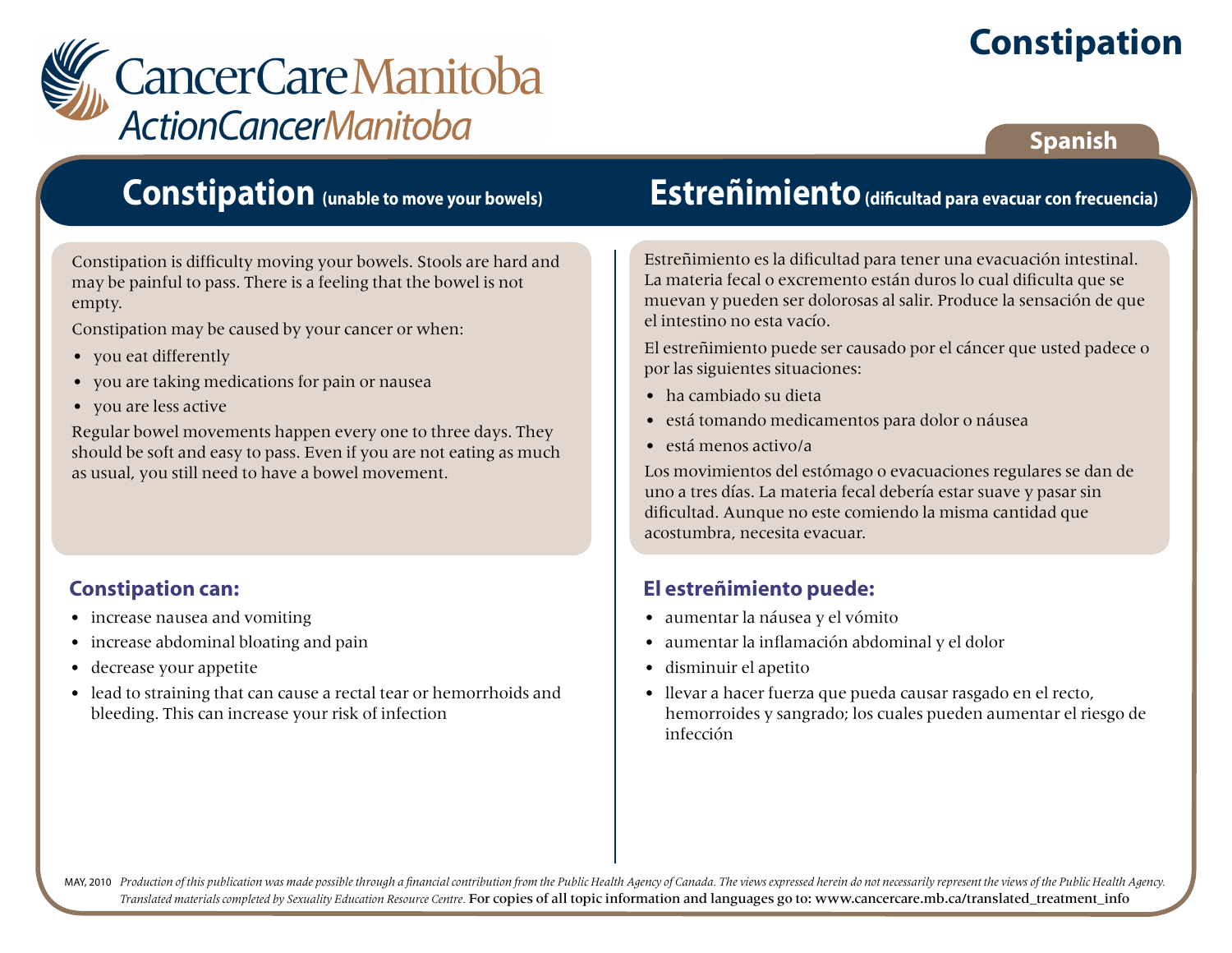CancerCare Manitoba
ActionCancerManitoba

# Constipation

Spanish

## Constipation (unable to move your bowels)

Constipation is difficulty moving your bowels. Stools are hard and may be painful to pass. There is a feeling that the bowel is not empty.

Constipation may be caused by your cancer or when:

- you eat differently
- you are taking medications for pain or nausea
- you are less active

Regular bowel movements happen every one to three days. They should be soft and easy to pass. Even if you are not eating as much as usual, you still need to have a bowel movement.

### Constipation can:

- increase nausea and vomiting
- increase abdominal bloating and pain
- decrease your appetite
- lead to straining that can cause a rectal tear or hemorrhoids and bleeding. This can increase your risk of infection

## Estreñimiento (dificultad para evacuar con frecuencia)

Estreñimiento es la dificultad para tener una evacuación intestinal. La materia fecal o excremento están duros lo cual dificulta que se muevan y pueden ser dolorosas al salir. Produce la sensación de que el intestino no esta vacío.

El estreñimiento puede ser causado por el cáncer que usted padece o por las siguientes situaciones:

- ha cambiado su dieta
- está tomando medicamentos para dolor o náusea
- está menos activo/a

Los movimientos del estómago o evacuaciones regulares se dan de uno a tres días. La materia fecal debería estar suave y pasar sin dificultad. Aunque no este comiendo la misma cantidad que acostumbra, necesita evacuar.

### El estreñimiento puede:

- aumentar la náusea y el vómito
- aumentar la inflamación abdominal y el dolor
- disminuir el apetito
- llevar a hacer fuerza que pueda causar rasgado en el recto, hemorroides y sangrado; los cuales pueden aumentar el riesgo de infección

MAY, 2010 *Production of this publication was made possible through a financial contribution from the Public Health Agency of Canada. The views expressed herein do not necessarily represent the views of the Public Health Agency. Translated materials completed by Sexuality Education Resource Centre.* For copies of all topic information and languages go to: www.cancercare.mb.ca/translated_treatment_info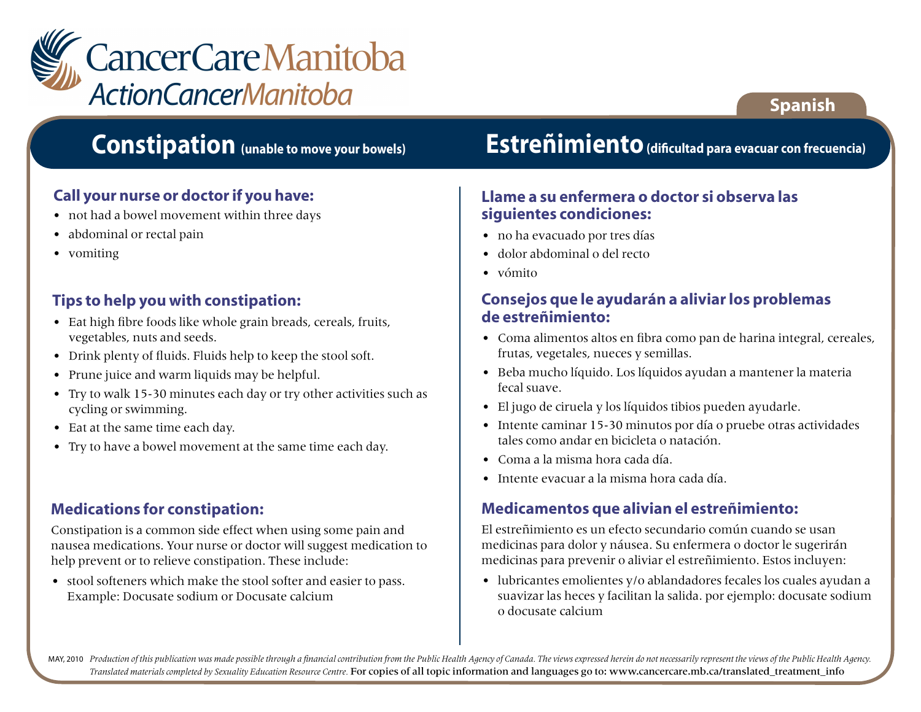CancerCare Manitoba
ActionCancerManitoba

Spanish

# Constipation (unable to move your bowels)

## Call your nurse or doctor if you have:

- not had a bowel movement within three days
- abdominal or rectal pain
- vomiting

## Tips to help you with constipation:

- Eat high fibre foods like whole grain breads, cereals, fruits, vegetables, nuts and seeds.
- Drink plenty of fluids. Fluids help to keep the stool soft.
- Prune juice and warm liquids may be helpful.
- Try to walk 15-30 minutes each day or try other activities such as cycling or swimming.
- Eat at the same time each day.
- Try to have a bowel movement at the same time each day.

## Medications for constipation:

Constipation is a common side effect when using some pain and nausea medications. Your nurse or doctor will suggest medication to help prevent or to relieve constipation. These include:

- stool softeners which make the stool softer and easier to pass. Example: Docusate sodium or Docusate calcium

# Estreñimiento (dificultad para evacuar con frecuencia)

## Llame a su enfermera o doctor si observa las siguientes condiciones:

- no ha evacuado por tres días
- dolor abdominal o del recto
- vómito

## Consejos que le ayudarán a aliviar los problemas de estreñimiento:

- Coma alimentos altos en fibra como pan de harina integral, cereales, frutas, vegetales, nueces y semillas.
- Beba mucho líquido. Los líquidos ayudan a mantener la materia fecal suave.
- El jugo de ciruela y los líquidos tibios pueden ayudarle.
- Intente caminar 15-30 minutos por día o pruebe otras actividades tales como andar en bicicleta o natación.
- Coma a la misma hora cada día.
- Intente evacuar a la misma hora cada día.

## Medicamentos que alivian el estreñimiento:

El estreñimiento es un efecto secundario común cuando se usan medicinas para dolor y náusea. Su enfermera o doctor le sugerirán medicinas para prevenir o aliviar el estreñimiento. Estos incluyen:

- lubricantes emolientes y/o ablandadores fecales los cuales ayudan a suavizar las heces y facilitan la salida. por ejemplo: docusate sodium o docusate calcium

MAY, 2010 *Production of this publication was made possible through a financial contribution from the Public Health Agency of Canada. The views expressed herein do not necessarily represent the views of the Public Health Agency. Translated materials completed by Sexuality Education Resource Centre.* For copies of all topic information and languages go to: www.cancercare.mb.ca/translated_treatment_info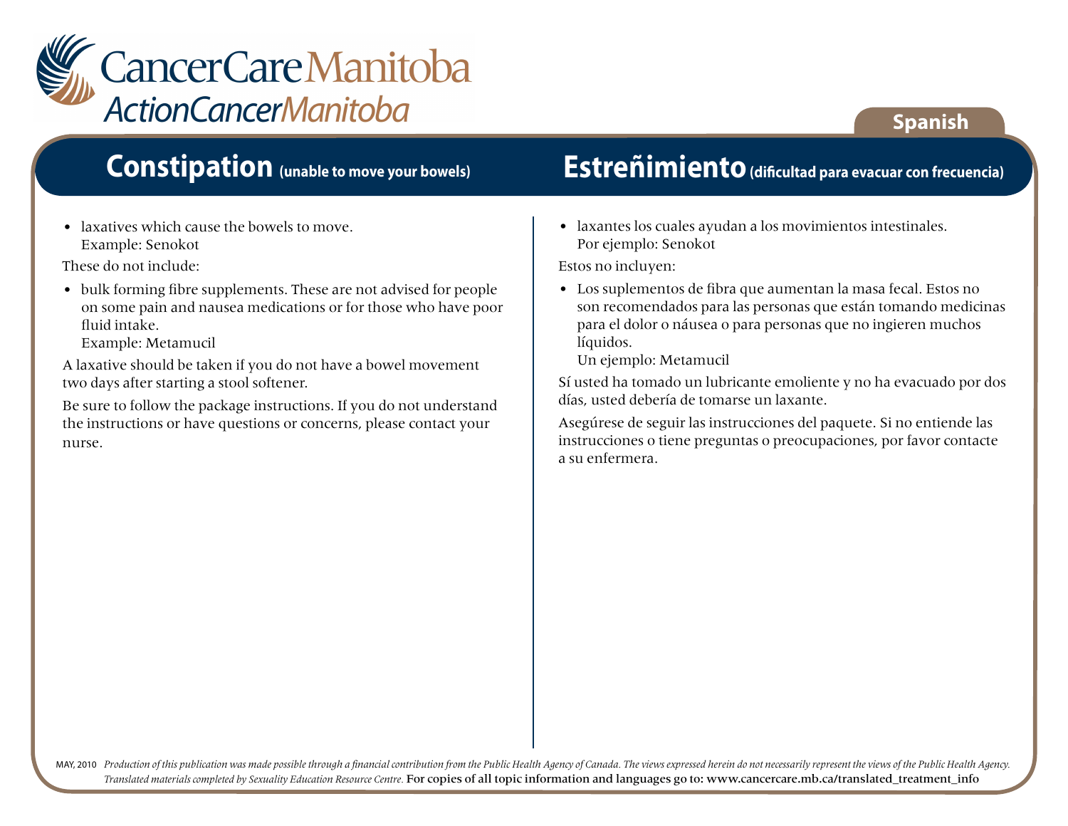# Constipation (unable to move your bowels)

- laxatives which cause the bowels to move.
  Example: Senokot

These do not include:

- bulk forming fibre supplements. These are not advised for people on some pain and nausea medications or for those who have poor fluid intake.
  Example: Metamucil

A laxative should be taken if you do not have a bowel movement two days after starting a stool softener.

Be sure to follow the package instructions. If you do not understand the instructions or have questions or concerns, please contact your nurse.

# Estreñimiento (dificultad para evacuar con frecuencia)

- laxantes los cuales ayudan a los movimientos intestinales.
  Por ejemplo: Senokot

Estos no incluyen:

- Los suplementos de fibra que aumentan la masa fecal. Estos no son recomendados para las personas que están tomando medicinas para el dolor o náusea o para personas que no ingieren muchos líquidos.
  Un ejemplo: Metamucil

Sí usted ha tomado un lubricante emoliente y no ha evacuado por dos días, usted debería de tomarse un laxante.

Asegúrese de seguir las instrucciones del paquete. Si no entiende las instrucciones o tiene preguntas o preocupaciones, por favor contacte a su enfermera.

MAY, 2010 *Production of this publication was made possible through a financial contribution from the Public Health Agency of Canada. The views expressed herein do not necessarily represent the views of the Public Health Agency. Translated materials completed by Sexuality Education Resource Centre.* For copies of all topic information and languages go to: www.cancercare.mb.ca/translated_treatment_info